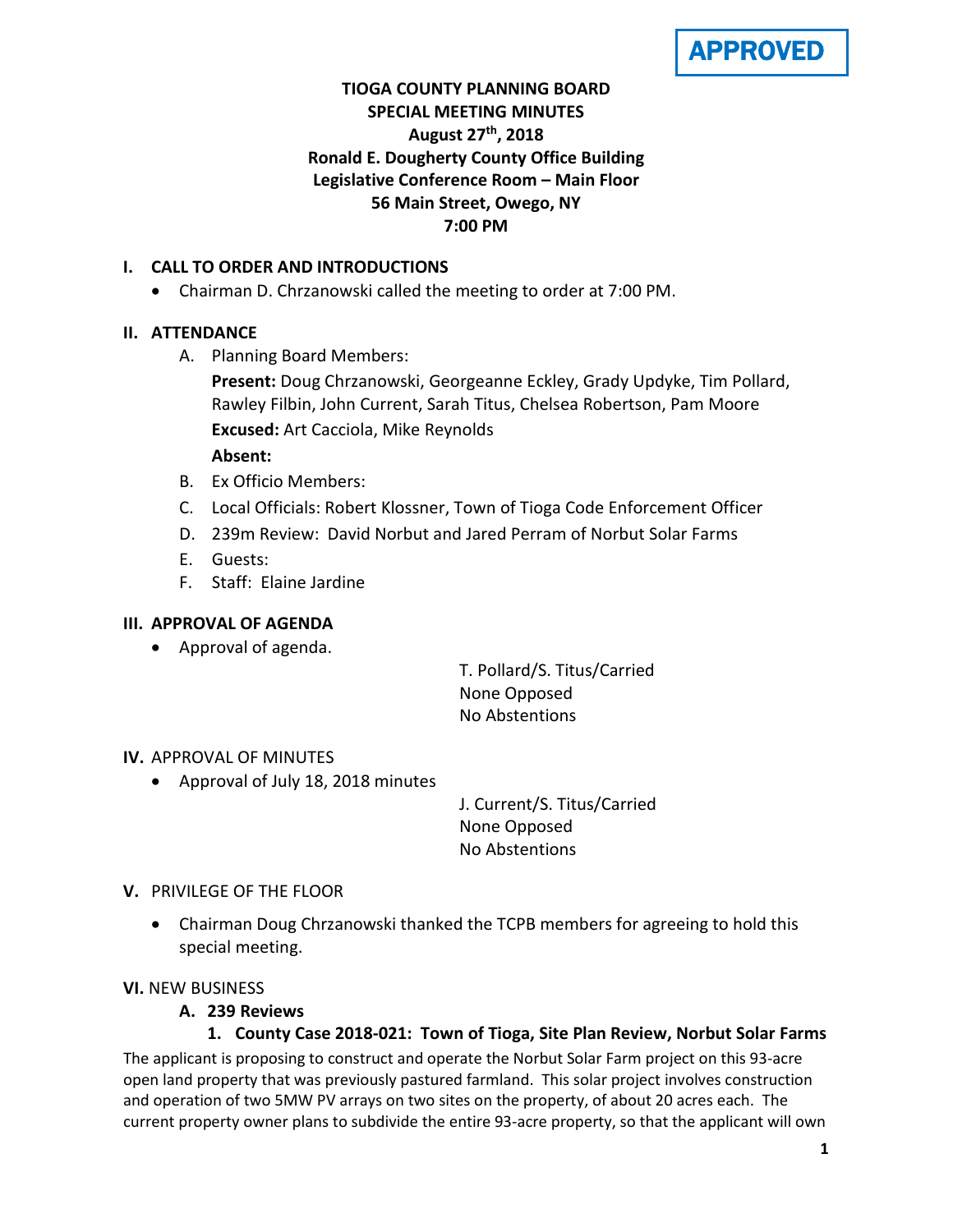APPROVED

**TIOGA COUNTY PLANNING BOARD**
**SPECIAL MEETING MINUTES**
**August 27th, 2018**
**Ronald E. Dougherty County Office Building**
**Legislative Conference Room – Main Floor**
**56 Main Street, Owego, NY**
**7:00 PM**

## I. CALL TO ORDER AND INTRODUCTIONS

- Chairman D. Chrzanowski called the meeting to order at 7:00 PM.

## II. ATTENDANCE

A. Planning Board Members:

**Present:** Doug Chrzanowski, Georgeanne Eckley, Grady Updyke, Tim Pollard, Rawley Filbin, John Current, Sarah Titus, Chelsea Robertson, Pam Moore

**Excused:** Art Cacciola, Mike Reynolds

**Absent:**

B. Ex Officio Members:

C. Local Officials: Robert Klossner, Town of Tioga Code Enforcement Officer

D. 239m Review: David Norbut and Jared Perram of Norbut Solar Farms

E. Guests:

F. Staff: Elaine Jardine

## III. APPROVAL OF AGENDA

- Approval of agenda.

T. Pollard/S. Titus/Carried
None Opposed
No Abstentions

## IV. APPROVAL OF MINUTES

- Approval of July 18, 2018 minutes

J. Current/S. Titus/Carried
None Opposed
No Abstentions

## V. PRIVILEGE OF THE FLOOR

- Chairman Doug Chrzanowski thanked the TCPB members for agreeing to hold this special meeting.

## VI. NEW BUSINESS

### A. 239 Reviews

#### 1. County Case 2018-021: Town of Tioga, Site Plan Review, Norbut Solar Farms

The applicant is proposing to construct and operate the Norbut Solar Farm project on this 93-acre open land property that was previously pastured farmland. This solar project involves construction and operation of two 5MW PV arrays on two sites on the property, of about 20 acres each. The current property owner plans to subdivide the entire 93-acre property, so that the applicant will own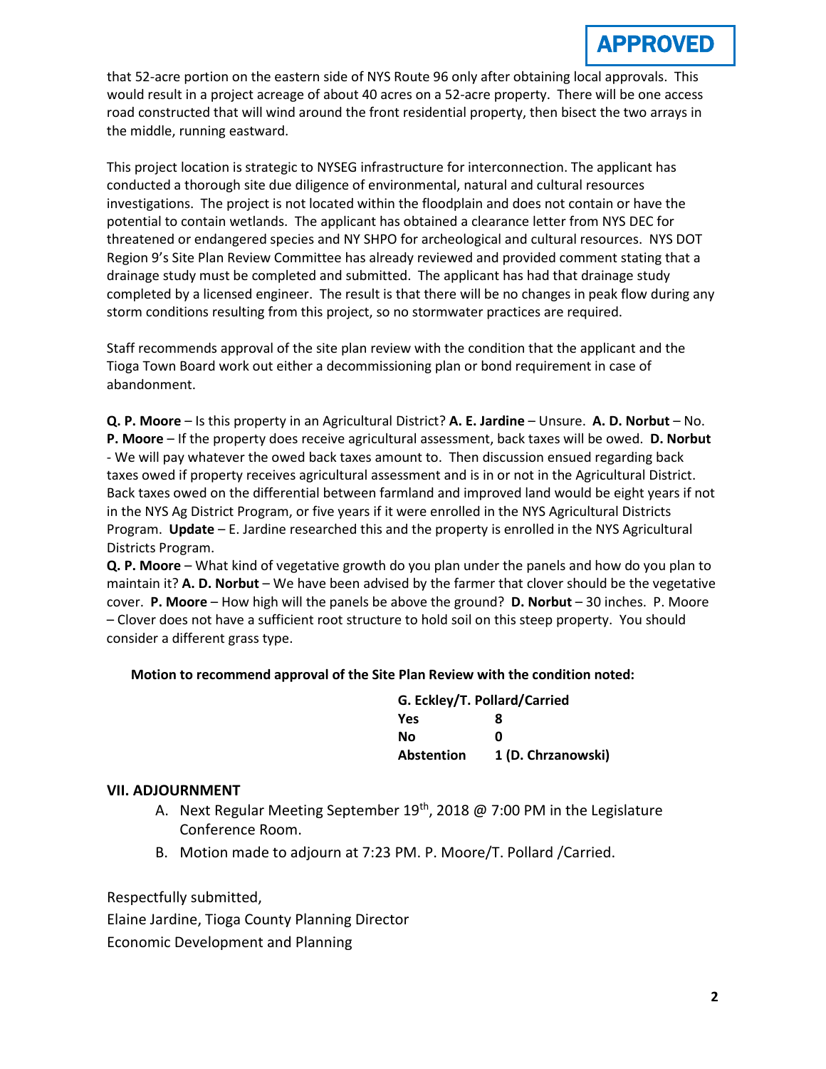APPROVED

that 52-acre portion on the eastern side of NYS Route 96 only after obtaining local approvals. This would result in a project acreage of about 40 acres on a 52-acre property. There will be one access road constructed that will wind around the front residential property, then bisect the two arrays in the middle, running eastward.

This project location is strategic to NYSEG infrastructure for interconnection. The applicant has conducted a thorough site due diligence of environmental, natural and cultural resources investigations. The project is not located within the floodplain and does not contain or have the potential to contain wetlands. The applicant has obtained a clearance letter from NYS DEC for threatened or endangered species and NY SHPO for archeological and cultural resources. NYS DOT Region 9's Site Plan Review Committee has already reviewed and provided comment stating that a drainage study must be completed and submitted. The applicant has had that drainage study completed by a licensed engineer. The result is that there will be no changes in peak flow during any storm conditions resulting from this project, so no stormwater practices are required.

Staff recommends approval of the site plan review with the condition that the applicant and the Tioga Town Board work out either a decommissioning plan or bond requirement in case of abandonment.

**Q. P. Moore** – Is this property in an Agricultural District? **A. E. Jardine** – Unsure. **A. D. Norbut** – No. **P. Moore** – If the property does receive agricultural assessment, back taxes will be owed. **D. Norbut** - We will pay whatever the owed back taxes amount to. Then discussion ensued regarding back taxes owed if property receives agricultural assessment and is in or not in the Agricultural District. Back taxes owed on the differential between farmland and improved land would be eight years if not in the NYS Ag District Program, or five years if it were enrolled in the NYS Agricultural Districts Program. **Update** – E. Jardine researched this and the property is enrolled in the NYS Agricultural Districts Program.

**Q. P. Moore** – What kind of vegetative growth do you plan under the panels and how do you plan to maintain it? **A. D. Norbut** – We have been advised by the farmer that clover should be the vegetative cover. **P. Moore** – How high will the panels be above the ground? **D. Norbut** – 30 inches. P. Moore – Clover does not have a sufficient root structure to hold soil on this steep property. You should consider a different grass type.

**Motion to recommend approval of the Site Plan Review with the condition noted:**

**G. Eckley/T. Pollard/Carried**

| | |
|---|---|
| **Yes** | **8** |
| **No** | **0** |
| **Abstention** | **1 (D. Chrzanowski)** |

## VII. ADJOURNMENT

A. Next Regular Meeting September 19th, 2018 @ 7:00 PM in the Legislature Conference Room.

B. Motion made to adjourn at 7:23 PM. P. Moore/T. Pollard /Carried.

Respectfully submitted,

Elaine Jardine, Tioga County Planning Director

Economic Development and Planning